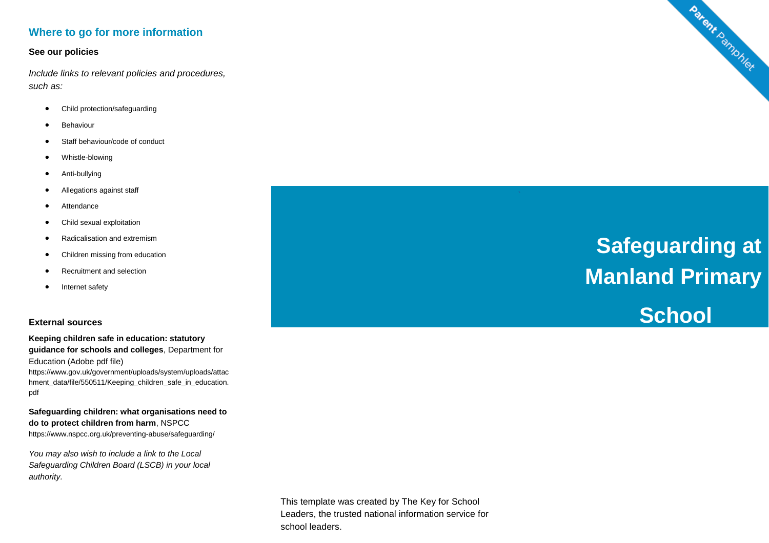## Where to go for more information

**See our policies**

*Include links to relevant policies and procedures, such as:*

- Child protection/safeguarding
- Behaviour
- Staff behaviour/code of conduct
- Whistle-blowing
- Anti-bullying
- Allegations against staff
- Attendance
- Child sexual exploitation
- Radicalisation and extremism
- Children missing from education
- Recruitment and selection
- Internet safety

**External sources**

**Keeping children safe in education: statutory guidance for schools and colleges**, Department for Education (Adobe pdf file)
https://www.gov.uk/government/uploads/system/uploads/attachment_data/file/550511/Keeping_children_safe_in_education.pdf

**Safeguarding children: what organisations need to do to protect children from harm**, NSPCC
https://www.nspcc.org.uk/preventing-abuse/safeguarding/

*You may also wish to include a link to the Local Safeguarding Children Board (LSCB) in your local authority.*

Parent Pamphlet

# Safeguarding at Manland Primary School

This template was created by The Key for School Leaders, the trusted national information service for school leaders.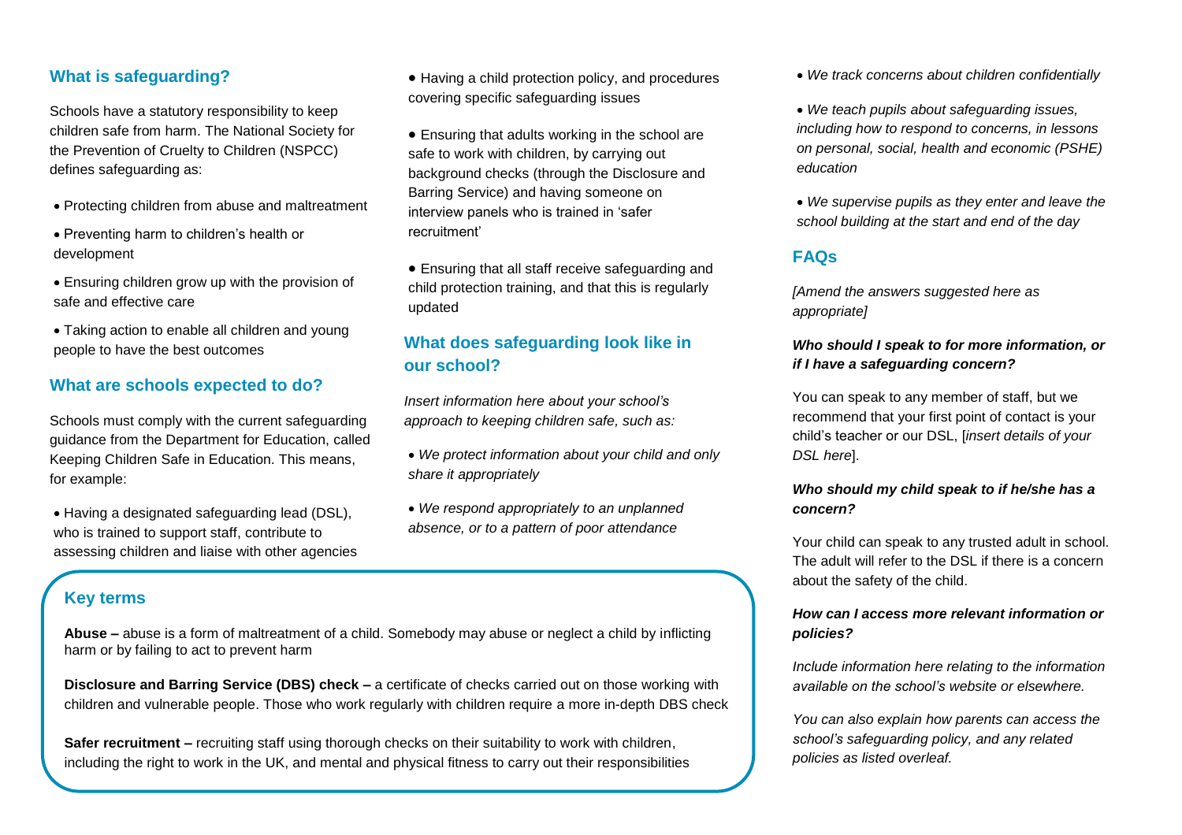## What is safeguarding?

Schools have a statutory responsibility to keep children safe from harm. The National Society for the Prevention of Cruelty to Children (NSPCC) defines safeguarding as:

- Protecting children from abuse and maltreatment
- Preventing harm to children's health or development
- Ensuring children grow up with the provision of safe and effective care
- Taking action to enable all children and young people to have the best outcomes

## What are schools expected to do?

Schools must comply with the current safeguarding guidance from the Department for Education, called Keeping Children Safe in Education. This means, for example:

- Having a designated safeguarding lead (DSL), who is trained to support staff, contribute to assessing children and liaise with other agencies
- Having a child protection policy, and procedures covering specific safeguarding issues
- Ensuring that adults working in the school are safe to work with children, by carrying out background checks (through the Disclosure and Barring Service) and having someone on interview panels who is trained in 'safer recruitment'
- Ensuring that all staff receive safeguarding and child protection training, and that this is regularly updated

## What does safeguarding look like in our school?

*Insert information here about your school's approach to keeping children safe, such as:*

- *We protect information about your child and only share it appropriately*
- *We respond appropriately to an unplanned absence, or to a pattern of poor attendance*
- *We track concerns about children confidentially*
- *We teach pupils about safeguarding issues, including how to respond to concerns, in lessons on personal, social, health and economic (PSHE) education*
- *We supervise pupils as they enter and leave the school building at the start and end of the day*

## Key terms

**Abuse –** abuse is a form of maltreatment of a child. Somebody may abuse or neglect a child by inflicting harm or by failing to act to prevent harm

**Disclosure and Barring Service (DBS) check –** a certificate of checks carried out on those working with children and vulnerable people. Those who work regularly with children require a more in-depth DBS check

**Safer recruitment –** recruiting staff using thorough checks on their suitability to work with children, including the right to work in the UK, and mental and physical fitness to carry out their responsibilities

## FAQs

*[Amend the answers suggested here as appropriate]*

***Who should I speak to for more information, or if I have a safeguarding concern?***

You can speak to any member of staff, but we recommend that your first point of contact is your child's teacher or our DSL, [*insert details of your DSL here*].

***Who should my child speak to if he/she has a concern?***

Your child can speak to any trusted adult in school. The adult will refer to the DSL if there is a concern about the safety of the child.

***How can I access more relevant information or policies?***

*Include information here relating to the information available on the school's website or elsewhere.*

*You can also explain how parents can access the school's safeguarding policy, and any related policies as listed overleaf.*